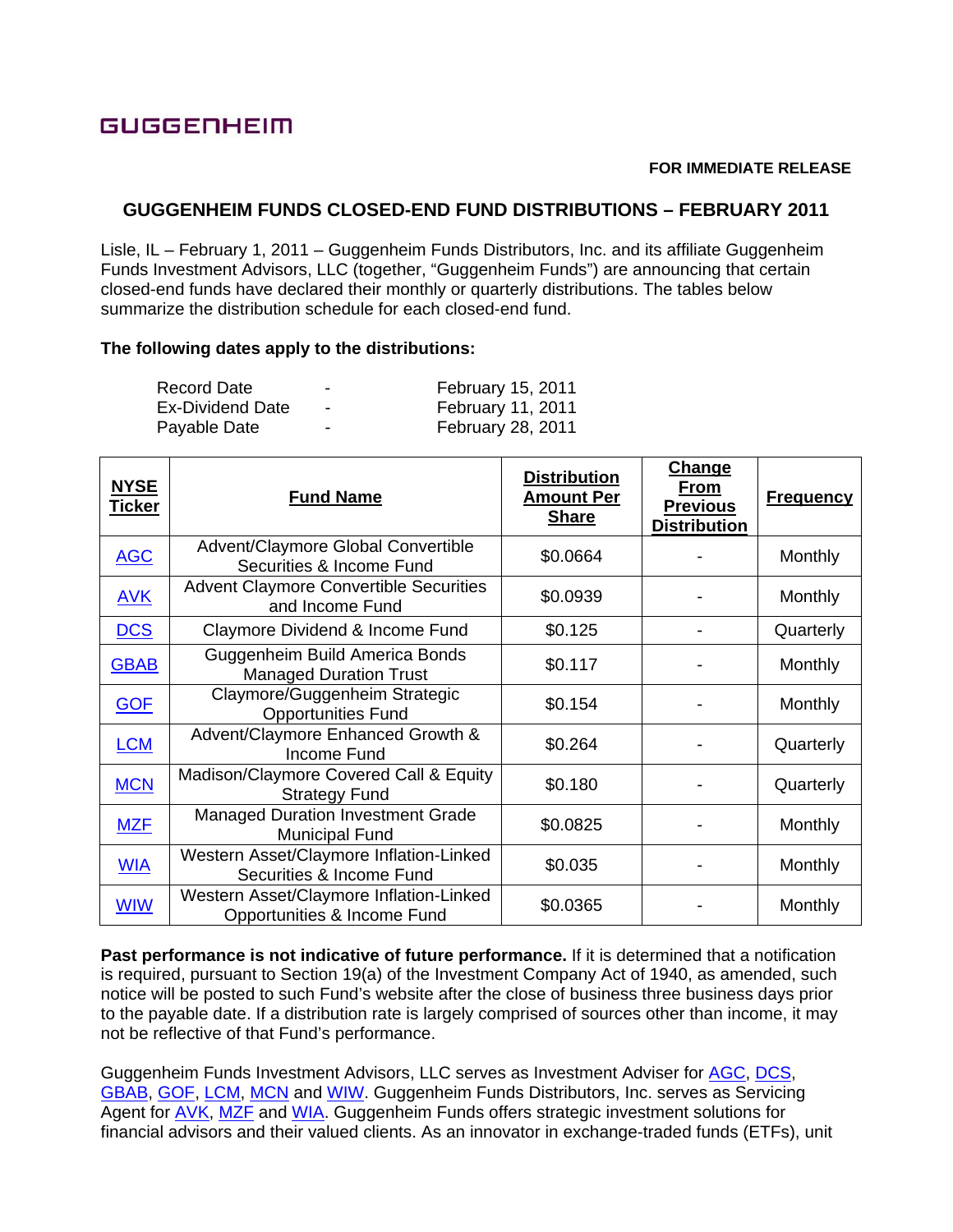GUGGENHEIM

**FOR IMMEDIATE RELEASE**

## GUGGENHEIM FUNDS CLOSED-END FUND DISTRIBUTIONS – FEBRUARY 2011

Lisle, IL – February 1, 2011 – Guggenheim Funds Distributors, Inc. and its affiliate Guggenheim Funds Investment Advisors, LLC (together, "Guggenheim Funds") are announcing that certain closed-end funds have declared their monthly or quarterly distributions. The tables below summarize the distribution schedule for each closed-end fund.

**The following dates apply to the distributions:**

| | | |
|---|---|---|
| Record Date | - | February 15, 2011 |
| Ex-Dividend Date | - | February 11, 2011 |
| Payable Date | - | February 28, 2011 |

| NYSE Ticker | Fund Name | Distribution Amount Per Share | Change From Previous Distribution | Frequency |
|---|---|---|---|---|
| AGC | Advent/Claymore Global Convertible Securities & Income Fund | $0.0664 | - | Monthly |
| AVK | Advent Claymore Convertible Securities and Income Fund | $0.0939 | - | Monthly |
| DCS | Claymore Dividend & Income Fund | $0.125 | - | Quarterly |
| GBAB | Guggenheim Build America Bonds Managed Duration Trust | $0.117 | - | Monthly |
| GOF | Claymore/Guggenheim Strategic Opportunities Fund | $0.154 | - | Monthly |
| LCM | Advent/Claymore Enhanced Growth & Income Fund | $0.264 | - | Quarterly |
| MCN | Madison/Claymore Covered Call & Equity Strategy Fund | $0.180 | - | Quarterly |
| MZF | Managed Duration Investment Grade Municipal Fund | $0.0825 | - | Monthly |
| WIA | Western Asset/Claymore Inflation-Linked Securities & Income Fund | $0.035 | - | Monthly |
| WIW | Western Asset/Claymore Inflation-Linked Opportunities & Income Fund | $0.0365 | - | Monthly |

**Past performance is not indicative of future performance.** If it is determined that a notification is required, pursuant to Section 19(a) of the Investment Company Act of 1940, as amended, such notice will be posted to such Fund's website after the close of business three business days prior to the payable date. If a distribution rate is largely comprised of sources other than income, it may not be reflective of that Fund's performance.

Guggenheim Funds Investment Advisors, LLC serves as Investment Adviser for AGC, DCS, GBAB, GOF, LCM, MCN and WIW. Guggenheim Funds Distributors, Inc. serves as Servicing Agent for AVK, MZF and WIA. Guggenheim Funds offers strategic investment solutions for financial advisors and their valued clients. As an innovator in exchange-traded funds (ETFs), unit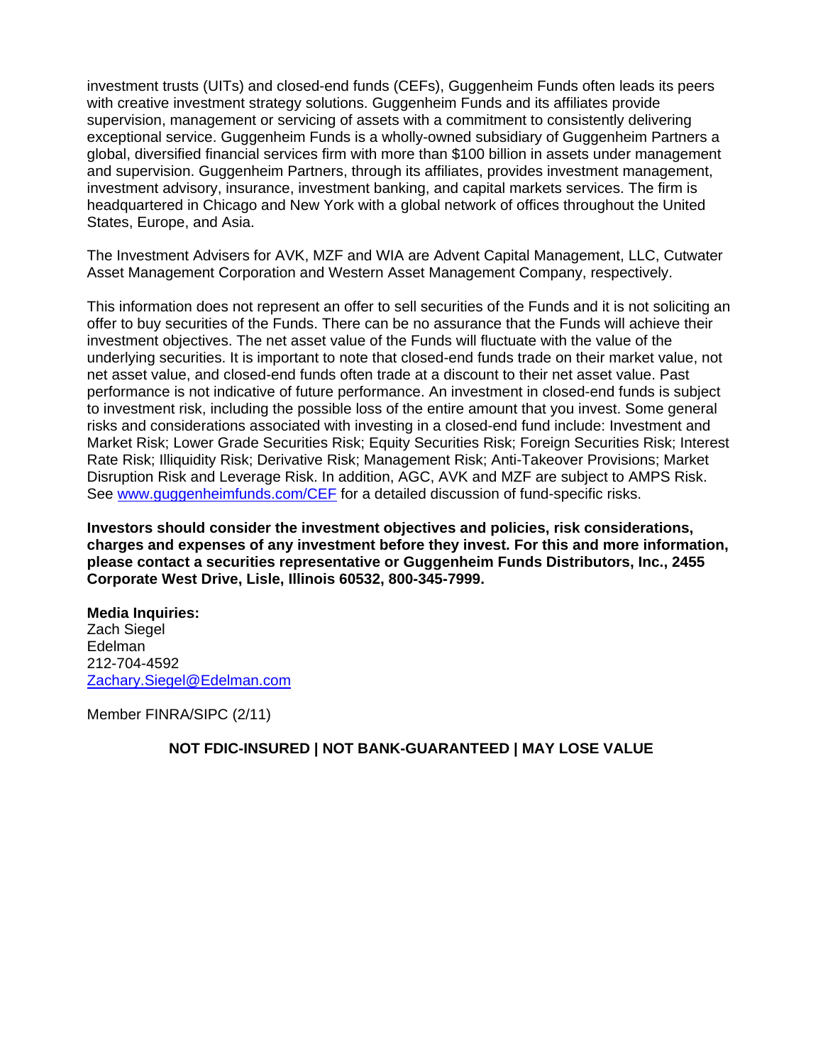investment trusts (UITs) and closed-end funds (CEFs), Guggenheim Funds often leads its peers with creative investment strategy solutions. Guggenheim Funds and its affiliates provide supervision, management or servicing of assets with a commitment to consistently delivering exceptional service. Guggenheim Funds is a wholly-owned subsidiary of Guggenheim Partners a global, diversified financial services firm with more than $100 billion in assets under management and supervision. Guggenheim Partners, through its affiliates, provides investment management, investment advisory, insurance, investment banking, and capital markets services. The firm is headquartered in Chicago and New York with a global network of offices throughout the United States, Europe, and Asia.

The Investment Advisers for AVK, MZF and WIA are Advent Capital Management, LLC, Cutwater Asset Management Corporation and Western Asset Management Company, respectively.

This information does not represent an offer to sell securities of the Funds and it is not soliciting an offer to buy securities of the Funds. There can be no assurance that the Funds will achieve their investment objectives. The net asset value of the Funds will fluctuate with the value of the underlying securities. It is important to note that closed-end funds trade on their market value, not net asset value, and closed-end funds often trade at a discount to their net asset value. Past performance is not indicative of future performance. An investment in closed-end funds is subject to investment risk, including the possible loss of the entire amount that you invest. Some general risks and considerations associated with investing in a closed-end fund include: Investment and Market Risk; Lower Grade Securities Risk; Equity Securities Risk; Foreign Securities Risk; Interest Rate Risk; Illiquidity Risk; Derivative Risk; Management Risk; Anti-Takeover Provisions; Market Disruption Risk and Leverage Risk. In addition, AGC, AVK and MZF are subject to AMPS Risk. See www.guggenheimfunds.com/CEF for a detailed discussion of fund-specific risks.

**Investors should consider the investment objectives and policies, risk considerations, charges and expenses of any investment before they invest. For this and more information, please contact a securities representative or Guggenheim Funds Distributors, Inc., 2455 Corporate West Drive, Lisle, Illinois 60532, 800-345-7999.**

**Media Inquiries:**
Zach Siegel
Edelman
212-704-4592
Zachary.Siegel@Edelman.com

Member FINRA/SIPC (2/11)

**NOT FDIC-INSURED | NOT BANK-GUARANTEED | MAY LOSE VALUE**